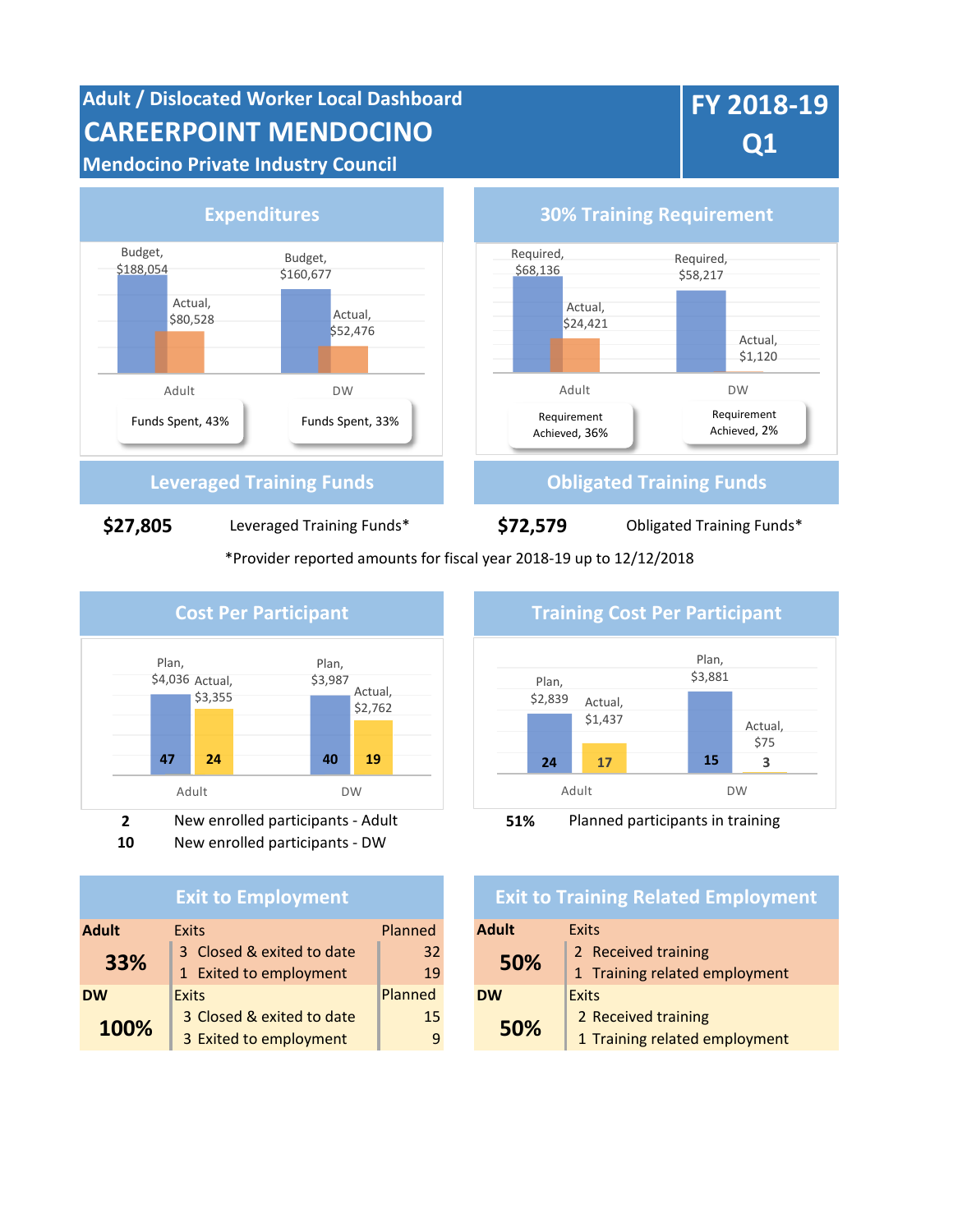# Adult / Dislocated Worker Local Dashboard

# CAREERPOINT MENDOCINO

## Mendocino Private Industry Council

**FY 2018-19 Q1**

## Expenditures

| | Budget | Actual |
|---|---|---|
| Adult | $188,054 | $80,528 |
| DW | $160,677 | $52,476 |

Adult: Funds Spent, 43%

DW: Funds Spent, 33%

## 30% Training Requirement

| | Required | Actual |
|---|---|---|
| Adult | $68,136 | $24,421 |
| DW | $58,217 | $1,120 |

Adult: Requirement Achieved, 36%

DW: Requirement Achieved, 2%

## Leveraged Training Funds

**$27,805** Leveraged Training Funds*

## Obligated Training Funds

**$72,579** Obligated Training Funds*

*Provider reported amounts for fiscal year 2018-19 up to 12/12/2018

## Cost Per Participant

| | Plan | Actual |
|---|---|---|
| Adult | $4,036 (47) | $3,355 (24) |
| DW | $3,987 (40) | $2,762 (19) |

**2** New enrolled participants - Adult

**10** New enrolled participants - DW

## Training Cost Per Participant

| | Plan | Actual |
|---|---|---|
| Adult | $2,839 (24) | $1,437 (17) |
| DW | $3,881 (15) | $75 (3) |

**51%** Planned participants in training

## Exit to Employment

| **Adult** | Exits | Planned |
|---|---|---|
| **33%** | 3 Closed & exited to date | 32 |
| | 1 Exited to employment | 19 |
| **DW** | Exits | Planned |
| **100%** | 3 Closed & exited to date | 15 |
| | 3 Exited to employment | 9 |

## Exit to Training Related Employment

| **Adult** | Exits |
|---|---|
| **50%** | 2 Received training |
| | 1 Training related employment |
| **DW** | Exits |
| **50%** | 2 Received training |
| | 1 Training related employment |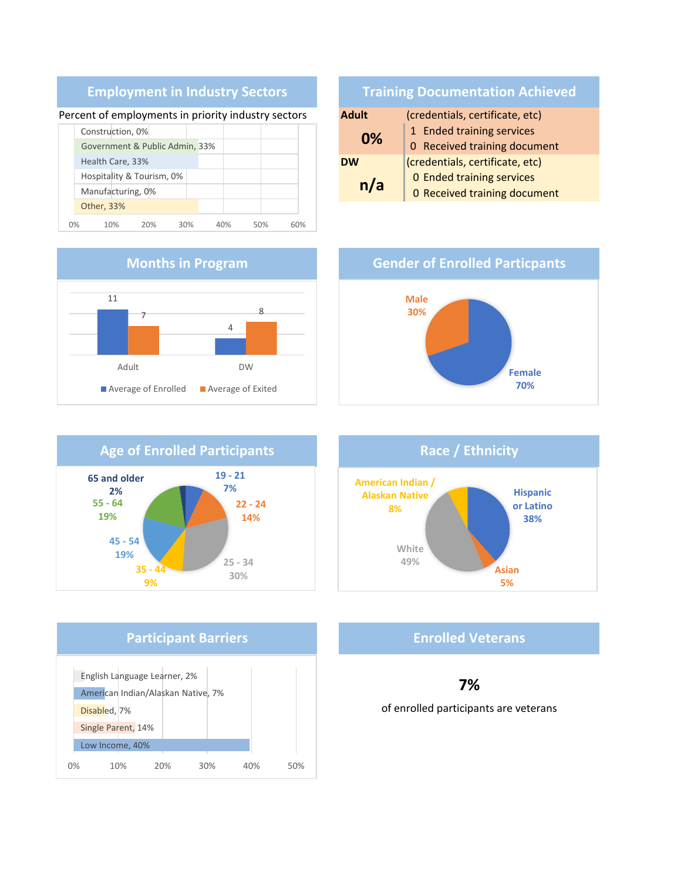## Employment in Industry Sectors

Percent of employments in priority industry sectors

Construction, 0%
Government & Public Admin, 33%
Health Care, 33%
Hospitality & Tourism, 0%
Manufacturing, 0%
Other, 33%

0% 10% 20% 30% 40% 50% 60%

## Training Documentation Achieved

**Adult** (credentials, certificate, etc)

**0%**
1 Ended training services
0 Received training document

**DW** (credentials, certificate, etc)

**n/a**
0 Ended training services
0 Received training document

## Months in Program

Adult: 11, 7
DW: 4, 8

Average of Enrolled
Average of Exited

## Gender of Enrolled Particpants

Male 30%
Female 70%

## Age of Enrolled Participants

65 and older 2%
19 - 21 7%
22 - 24 14%
25 - 34 30%
35 - 44 9%
45 - 54 19%
55 - 64 19%

## Race / Ethnicity

American Indian / Alaskan Native 8%
Hispanic or Latino 38%
Asian 5%
White 49%

## Participant Barriers

English Language Learner, 2%
American Indian/Alaskan Native, 7%
Disabled, 7%
Single Parent, 14%
Low Income, 40%

0% 10% 20% 30% 40% 50%

## Enrolled Veterans

**7%**

of enrolled participants are veterans